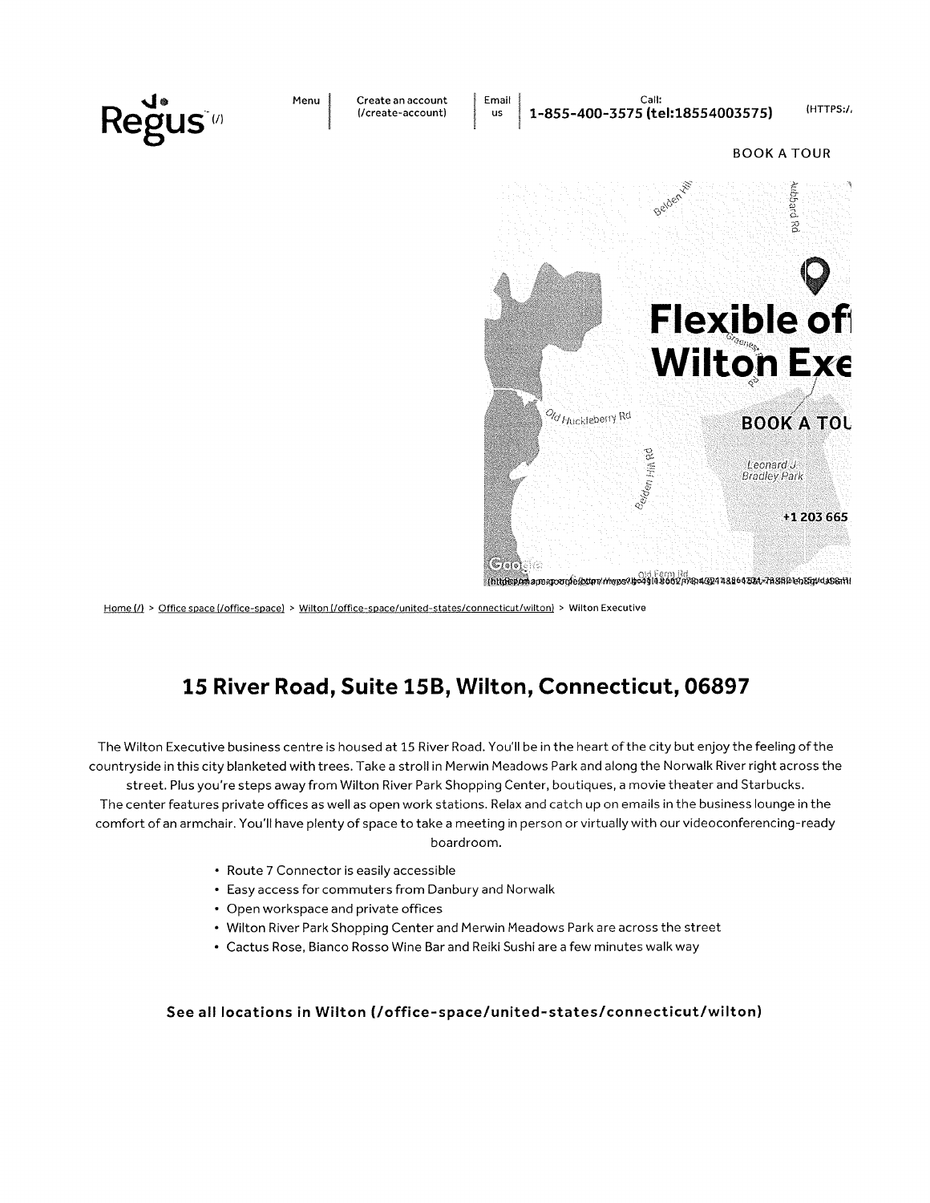Regus (/)

Menu | Create an account (/create-account) | Email us | Call: 1-855-400-3575 (tel:18554003575) (HTTPS:/

BOOK A TOUR

**Flexible of Wilton Exe**

BOOK A TOU

+1 203 665

Home (/) > Office space (/office-space) > Wilton (/office-space/united-states/connecticut/wilton) > Wilton Executive

## 15 River Road, Suite 15B, Wilton, Connecticut, 06897

The Wilton Executive business centre is housed at 15 River Road. You'll be in the heart of the city but enjoy the feeling of the countryside in this city blanketed with trees. Take a stroll in Merwin Meadows Park and along the Norwalk River right across the street. Plus you're steps away from Wilton River Park Shopping Center, boutiques, a movie theater and Starbucks.
The center features private offices as well as open work stations. Relax and catch up on emails in the business lounge in the comfort of an armchair. You'll have plenty of space to take a meeting in person or virtually with our videoconferencing-ready boardroom.

- Route 7 Connector is easily accessible
- Easy access for commuters from Danbury and Norwalk
- Open workspace and private offices
- Wilton River Park Shopping Center and Merwin Meadows Park are across the street
- Cactus Rose, Bianco Rosso Wine Bar and Reiki Sushi are a few minutes walk way

**See all locations in Wilton (/office-space/united-states/connecticut/wilton)**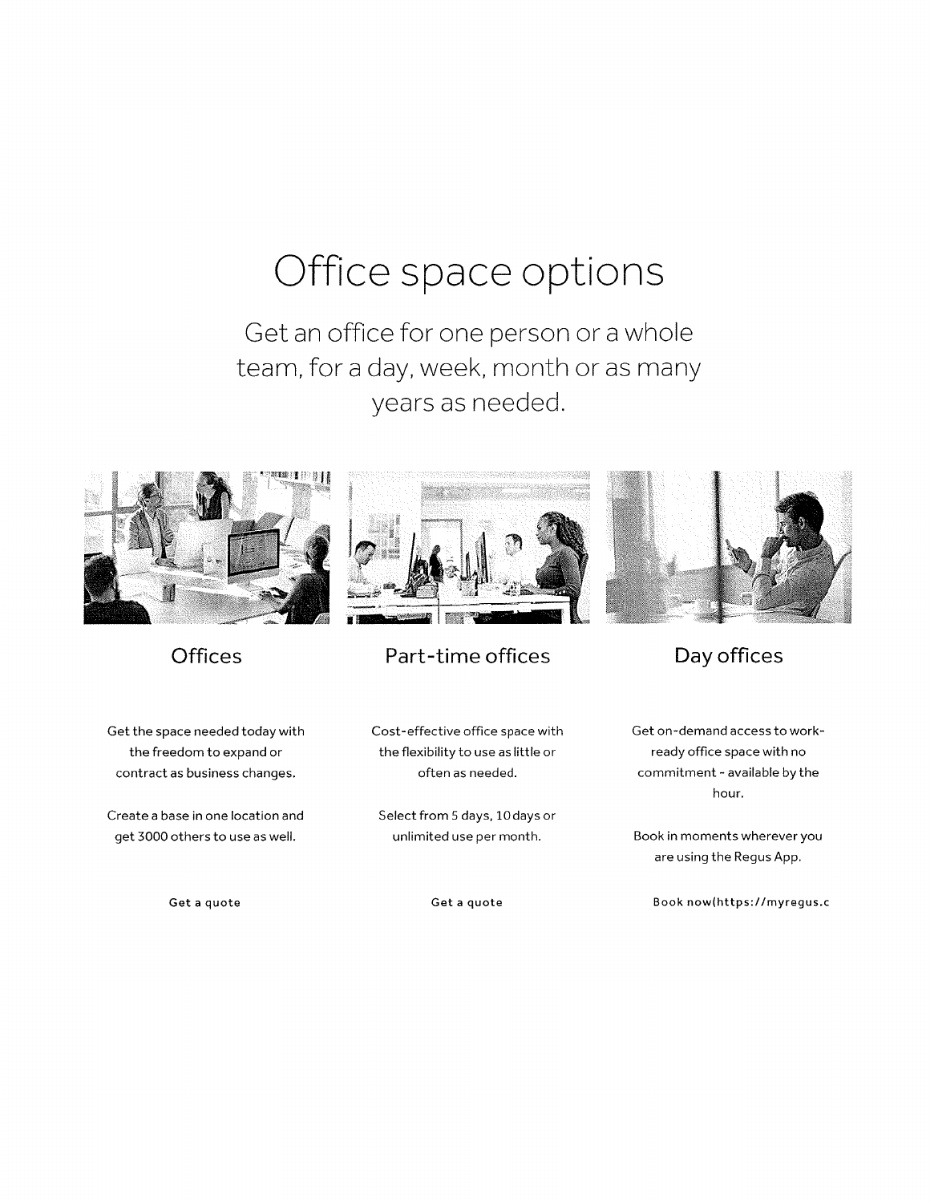# Office space options

Get an office for one person or a whole team, for a day, week, month or as many years as needed.

## Offices

Get the space needed today with the freedom to expand or contract as business changes.

Create a base in one location and get 3000 others to use as well.

Get a quote

## Part-time offices

Cost-effective office space with the flexibility to use as little or often as needed.

Select from 5 days, 10 days or unlimited use per month.

Get a quote

## Day offices

Get on-demand access to work-ready office space with no commitment - available by the hour.

Book in moments wherever you are using the Regus App.

Book now(https://myregus.c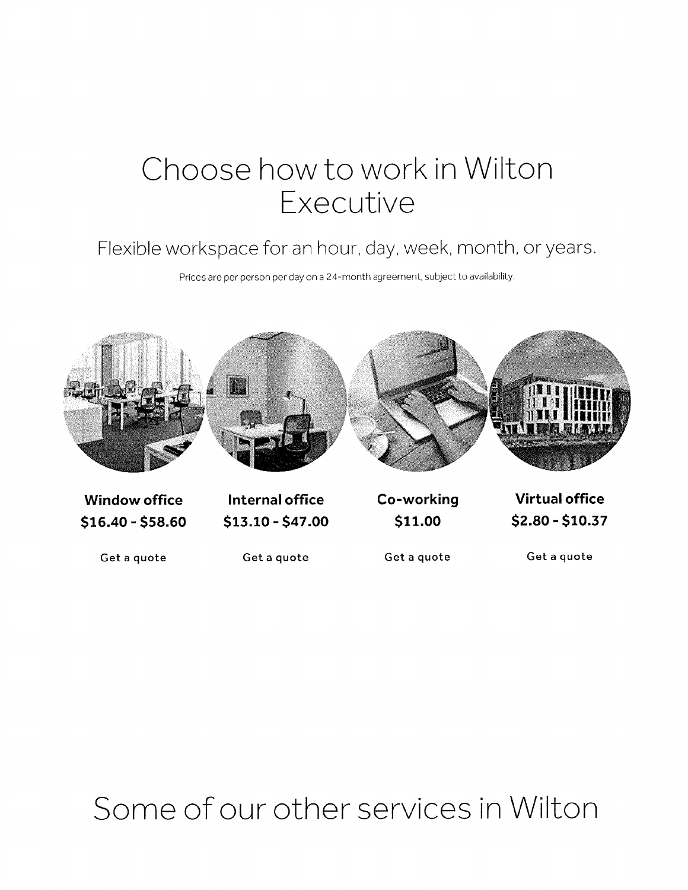# Choose how to work in Wilton Executive

Flexible workspace for an hour, day, week, month, or years.

Prices are per person per day on a 24-month agreement, subject to availability.

**Window office**
**$16.40 - $58.60**

Get a quote

**Internal office**
**$13.10 - $47.00**

Get a quote

**Co-working**
**$11.00**

Get a quote

**Virtual office**
**$2.80 - $10.37**

Get a quote

# Some of our other services in Wilton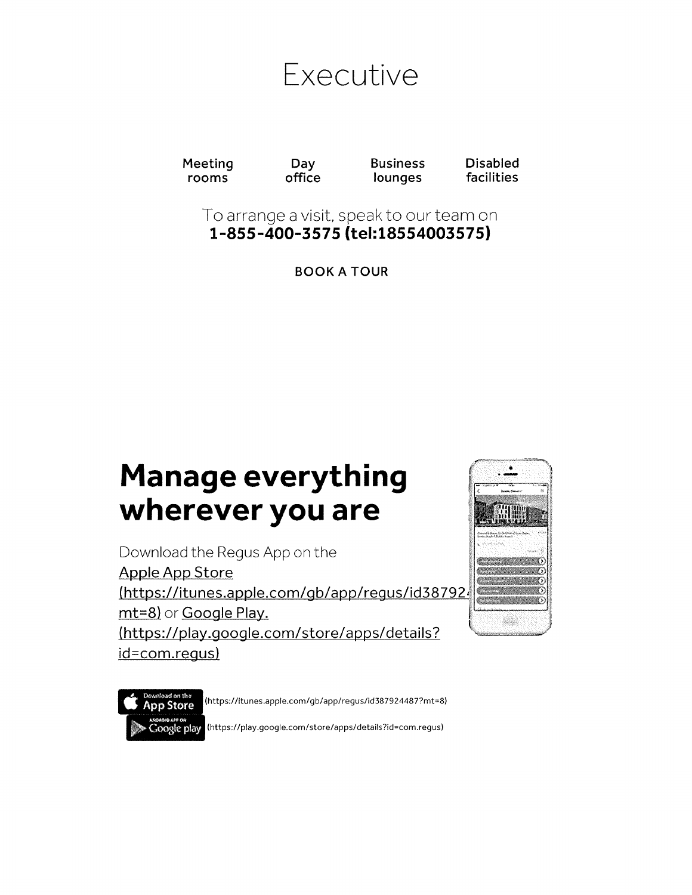# Executive

Meeting rooms | Day office | Business lounges | Disabled facilities

To arrange a visit, speak to our team on
**1-855-400-3575 (tel:18554003575)**

BOOK A TOUR

# Manage everything wherever you are

Download the Regus App on the Apple App Store (https://itunes.apple.com/gb/app/regus/id38792 mt=8) or Google Play. (https://play.google.com/store/apps/details?id=com.regus)

Download on the App Store (https://itunes.apple.com/gb/app/regus/id387924487?mt=8)

Android App on Google play (https://play.google.com/store/apps/details?id=com.regus)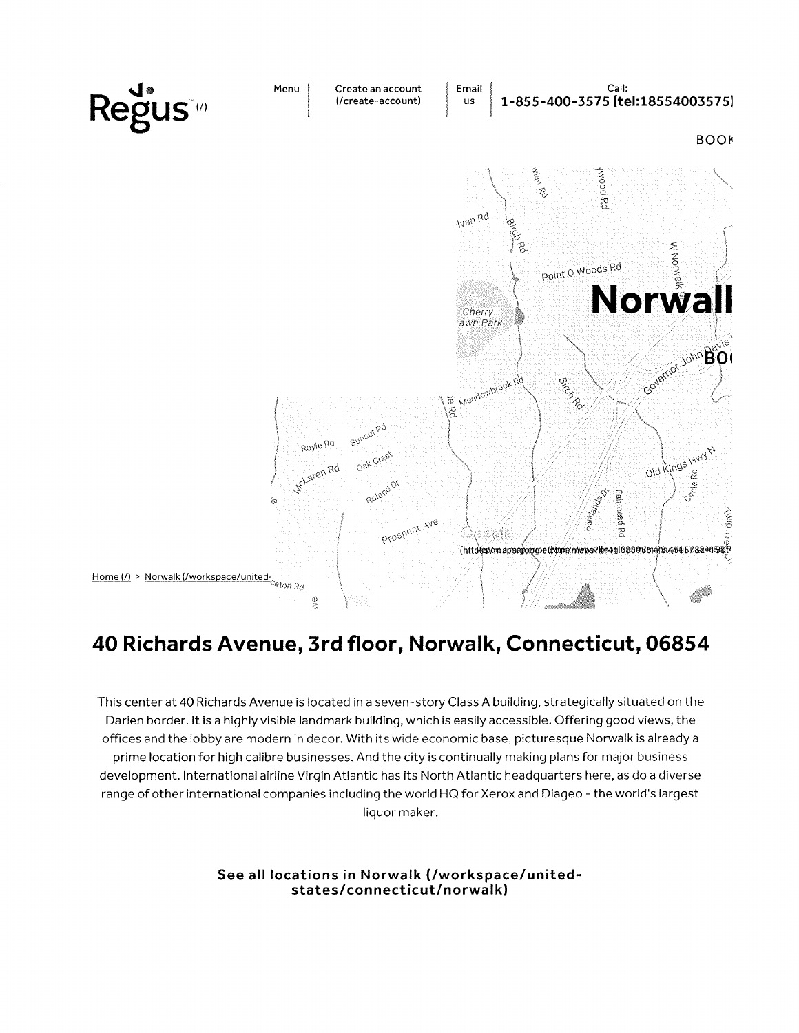Regus (/)

Menu | Create an account (/create-account) | Email us | Call: 1-855-400-3575 (tel:18554003575)

BOOK

Home (/) > Norwalk (/workspace/united-

# 40 Richards Avenue, 3rd floor, Norwalk, Connecticut, 06854

This center at 40 Richards Avenue is located in a seven-story Class A building, strategically situated on the Darien border. It is a highly visible landmark building, which is easily accessible. Offering good views, the offices and the lobby are modern in decor. With its wide economic base, picturesque Norwalk is already a prime location for high calibre businesses. And the city is continually making plans for major business development. International airline Virgin Atlantic has its North Atlantic headquarters here, as do a diverse range of other international companies including the world HQ for Xerox and Diageo - the world's largest liquor maker.

**See all locations in Norwalk (/workspace/united-states/connecticut/norwalk)**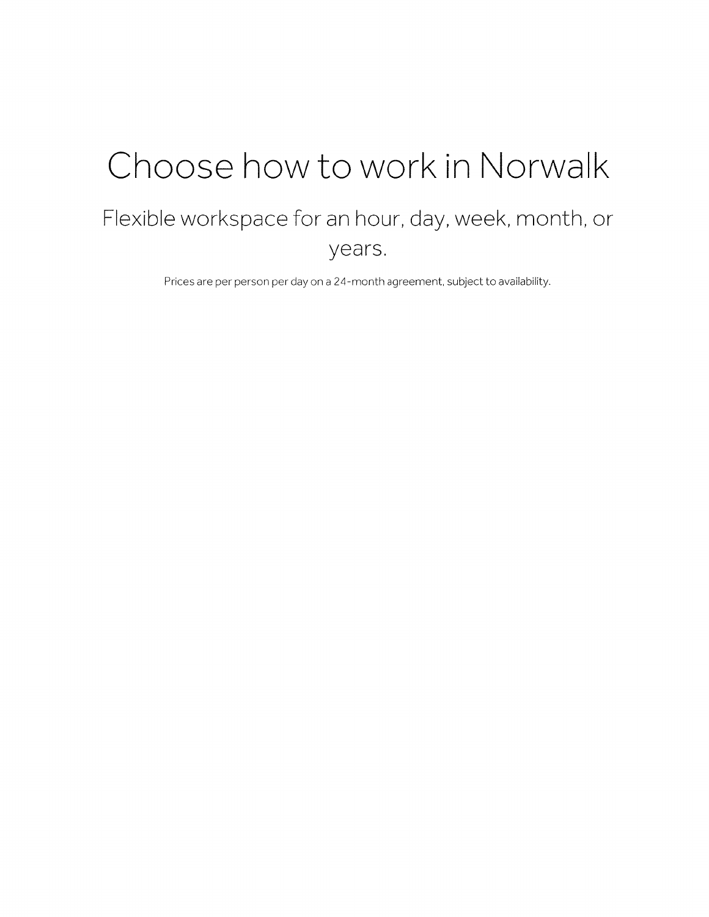# Choose how to work in Norwalk

## Flexible workspace for an hour, day, week, month, or years.

Prices are per person per day on a 24-month agreement, subject to availability.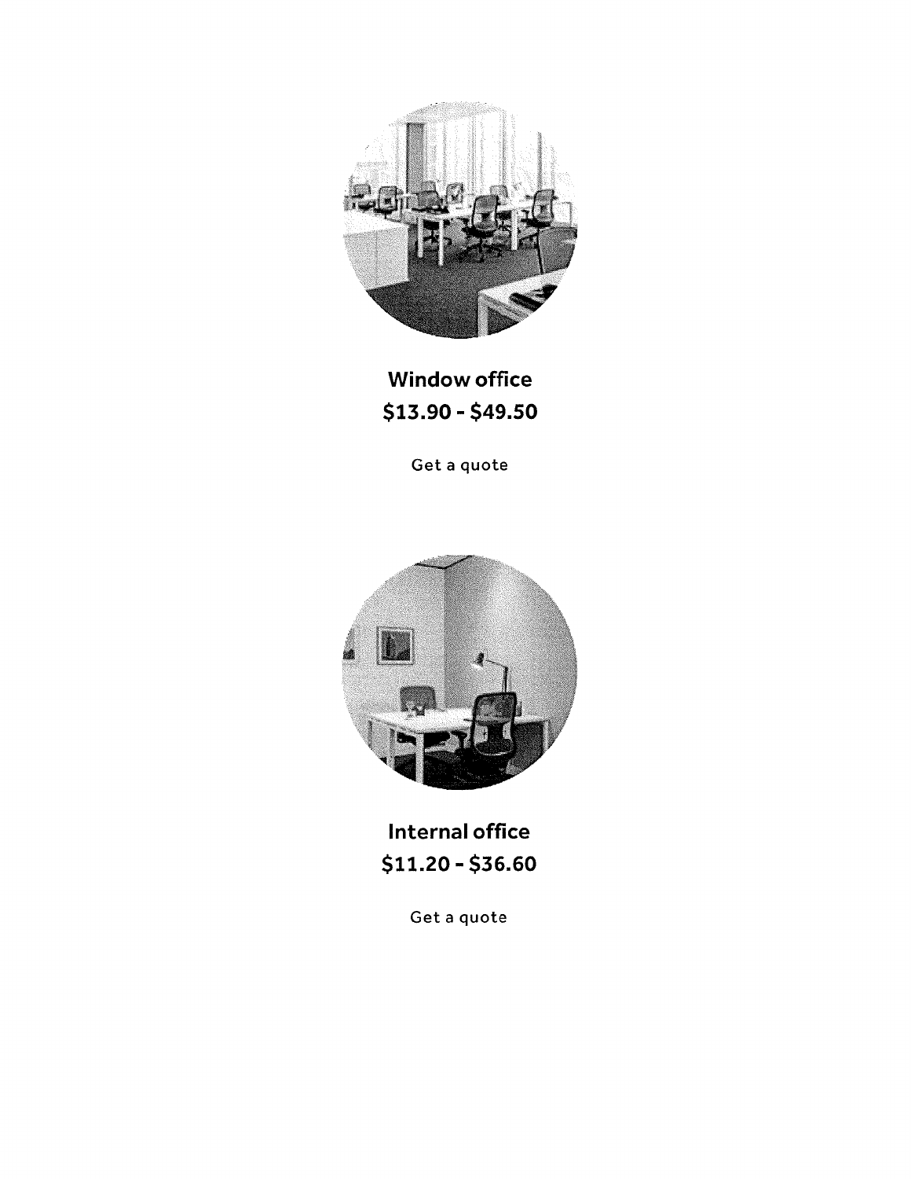**Window office**
**$13.90 - $49.50**

Get a quote

**Internal office**
**$11.20 - $36.60**

Get a quote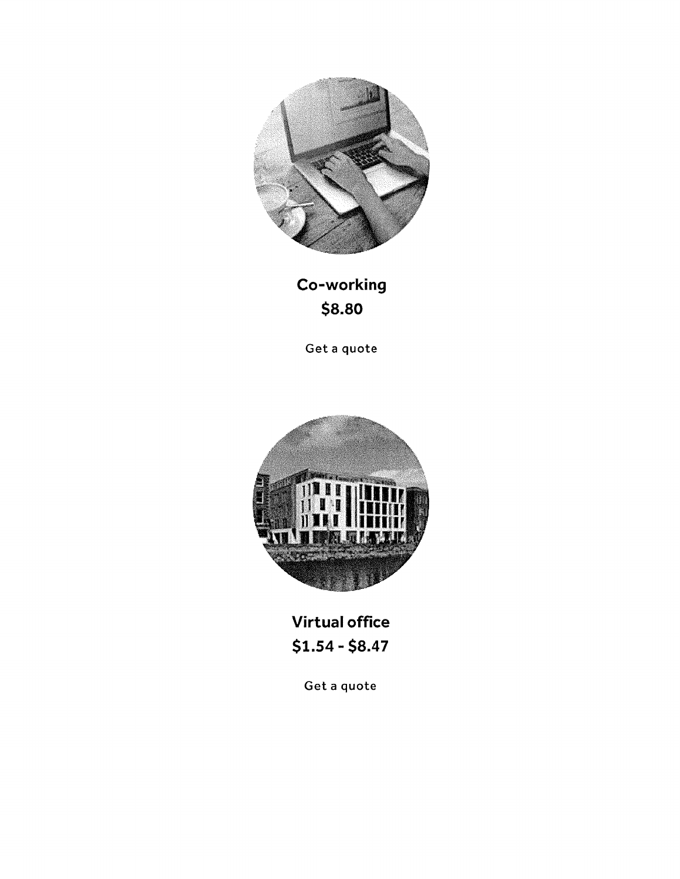**Co-working**
**$8.80**

Get a quote

**Virtual office**
**$1.54 - $8.47**

Get a quote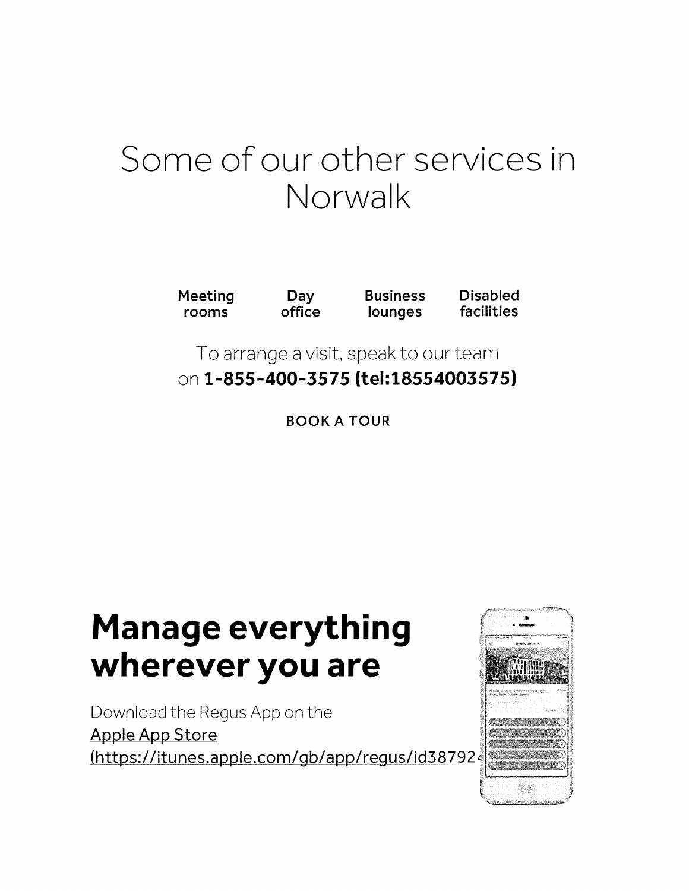# Some of our other services in Norwalk

**Meeting rooms**

**Day office**

**Business lounges**

**Disabled facilities**

To arrange a visit, speak to our team on **1-855-400-3575 (tel:18554003575)**

BOOK A TOUR

# Manage everything wherever you are

Download the Regus App on the Apple App Store (https://itunes.apple.com/gb/app/regus/id38792